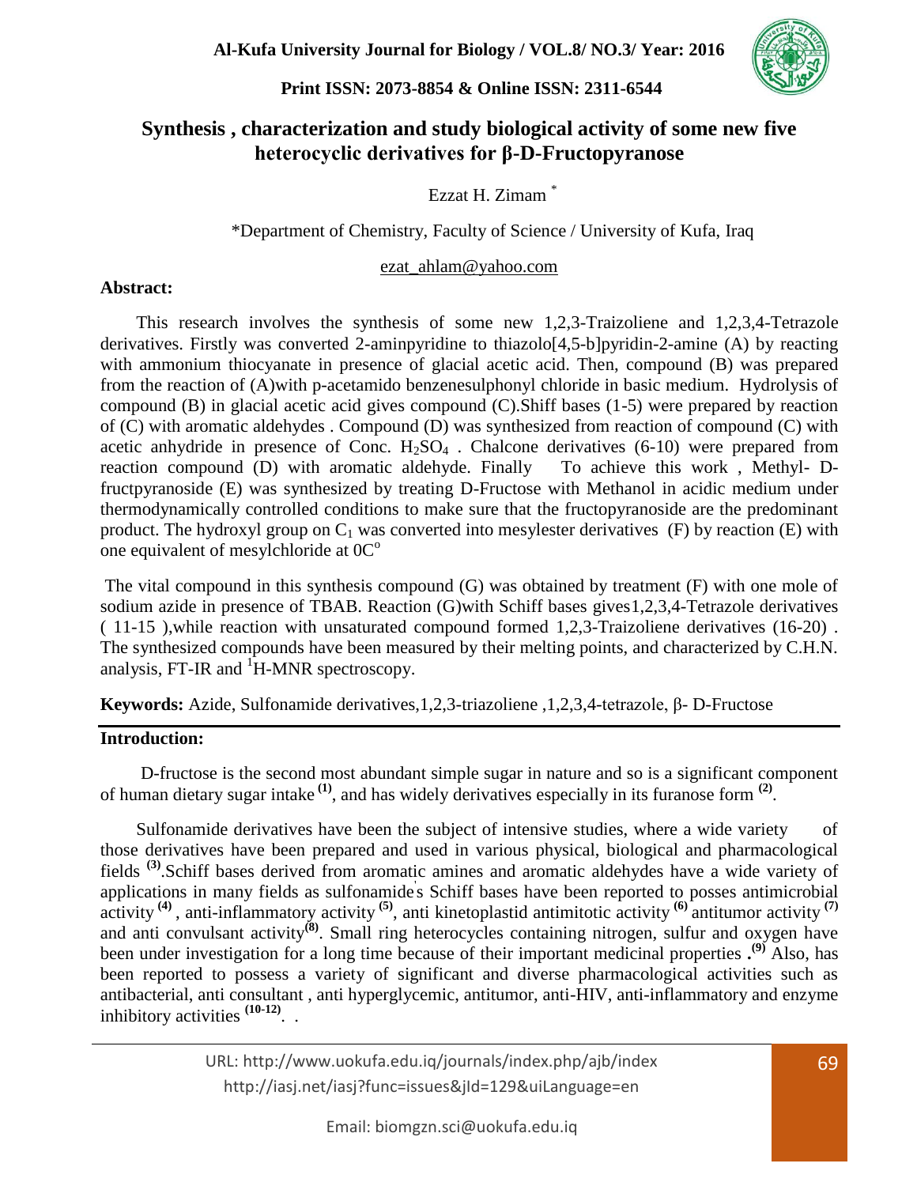# Synthesis , characterization and study biological activity of some new five heterocyclic derivatives for β-D-Fructopyranose

Ezzat H. Zimam [*]

[*]Department of Chemistry, Faculty of Science / University of Kufa, Iraq

ezat_ahlam@yahoo.com

## Abstract:

This research involves the synthesis of some new 1,2,3-Traizoliene and 1,2,3,4-Tetrazole derivatives. Firstly was converted 2-aminpyridine to thiazolo[4,5-b]pyridin-2-amine (A) by reacting with ammonium thiocyanate in presence of glacial acetic acid. Then, compound (B) was prepared from the reaction of (A)with p-acetamido benzenesulphonyl chloride in basic medium. Hydrolysis of compound (B) in glacial acetic acid gives compound (C).Shiff bases (1-5) were prepared by reaction of (C) with aromatic aldehydes . Compound (D) was synthesized from reaction of compound (C) with acetic anhydride in presence of Conc. $H_2SO_4$ . Chalcone derivatives (6-10) were prepared from reaction compound (D) with aromatic aldehyde. Finally To achieve this work , Methyl- D-fructpyranoside (E) was synthesized by treating D-Fructose with Methanol in acidic medium under thermodynamically controlled conditions to make sure that the fructopyranoside are the predominant product. The hydroxyl group on $C_1$ was converted into mesylester derivatives (F) by reaction (E) with one equivalent of mesylchloride at $0C^o$

The vital compound in this synthesis compound (G) was obtained by treatment (F) with one mole of sodium azide in presence of TBAB. Reaction (G)with Schiff bases gives1,2,3,4-Tetrazole derivatives ( 11-15 ),while reaction with unsaturated compound formed 1,2,3-Traizoliene derivatives (16-20) . The synthesized compounds have been measured by their melting points, and characterized by C.H.N. analysis, FT-IR and $^1$H-MNR spectroscopy.

**Keywords:** Azide, Sulfonamide derivatives,1,2,3-triazoliene ,1,2,3,4-tetrazole, β- D-Fructose

## Introduction:

D-fructose is the second most abundant simple sugar in nature and so is a significant component of human dietary sugar intake [1], and has widely derivatives especially in its furanose form [2].

Sulfonamide derivatives have been the subject of intensive studies, where a wide variety of those derivatives have been prepared and used in various physical, biological and pharmacological fields [3].Schiff bases derived from aromatic amines and aromatic aldehydes have a wide variety of applications in many fields as sulfonamide's Schiff bases have been reported to posses antimicrobial activity [4] , anti-inflammatory activity [5], anti kinetoplastid antimitotic activity [6] antitumor activity [7] and anti convulsant activity[8]. Small ring heterocycles containing nitrogen, sulfur and oxygen have been under investigation for a long time because of their important medicinal properties .[9] Also, has been reported to possess a variety of significant and diverse pharmacological activities such as antibacterial, anti consultant , anti hyperglycemic, antitumor, anti-HIV, anti-inflammatory and enzyme inhibitory activities [10-12]. .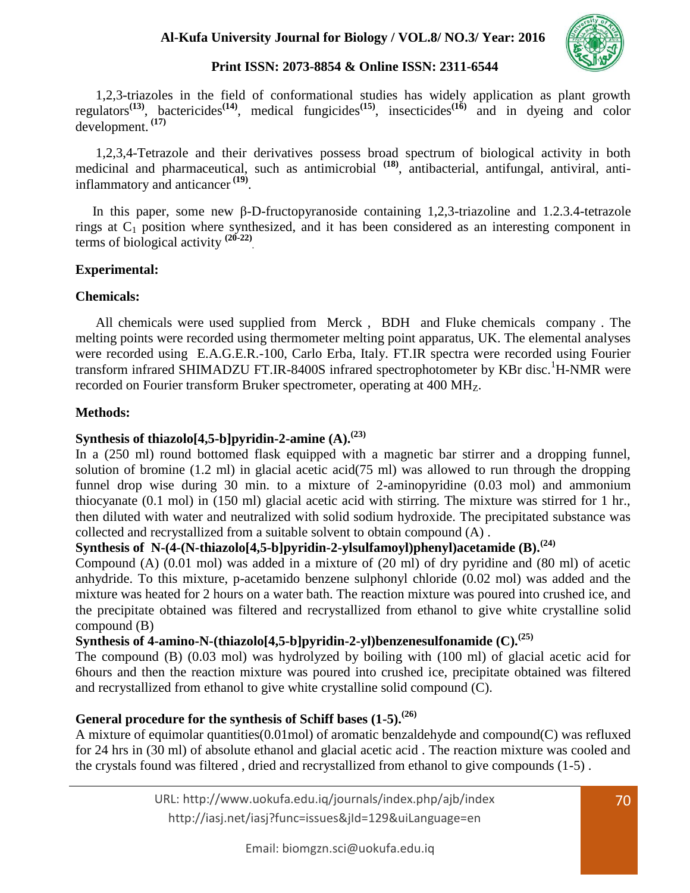1,2,3-triazoles in the field of conformational studies has widely application as plant growth regulators[13], bactericides[14], medical fungicides[15], insecticides[16] and in dyeing and color development. [17]

1,2,3,4-Tetrazole and their derivatives possess broad spectrum of biological activity in both medicinal and pharmaceutical, such as antimicrobial [18], antibacterial, antifungal, antiviral, anti-inflammatory and anticancer [19].

In this paper, some new β-D-fructopyranoside containing 1,2,3-triazoline and 1.2.3.4-tetrazole rings at $C_1$ position where synthesized, and it has been considered as an interesting component in terms of biological activity [20-22].

## Experimental:

### Chemicals:

All chemicals were used supplied from Merck , BDH and Fluke chemicals company . The melting points were recorded using thermometer melting point apparatus, UK. The elemental analyses were recorded using E.A.G.E.R.-100, Carlo Erba, Italy. FT.IR spectra were recorded using Fourier transform infrared SHIMADZU FT.IR-8400S infrared spectrophotometer by KBr disc. $^1$H-NMR were recorded on Fourier transform Bruker spectrometer, operating at 400 $MH_Z$.

### Methods:

#### Synthesis of thiazolo[4,5-b]pyridin-2-amine (A).[23]

In a (250 ml) round bottomed flask equipped with a magnetic bar stirrer and a dropping funnel, solution of bromine (1.2 ml) in glacial acetic acid(75 ml) was allowed to run through the dropping funnel drop wise during 30 min. to a mixture of 2-aminopyridine (0.03 mol) and ammonium thiocyanate (0.1 mol) in (150 ml) glacial acetic acid with stirring. The mixture was stirred for 1 hr., then diluted with water and neutralized with solid sodium hydroxide. The precipitated substance was collected and recrystallized from a suitable solvent to obtain compound (A) .

#### Synthesis of N-(4-(N-thiazolo[4,5-b]pyridin-2-ylsulfamoyl)phenyl)acetamide (B).[24]

Compound (A) (0.01 mol) was added in a mixture of (20 ml) of dry pyridine and (80 ml) of acetic anhydride. To this mixture, p-acetamido benzene sulphonyl chloride (0.02 mol) was added and the mixture was heated for 2 hours on a water bath. The reaction mixture was poured into crushed ice, and the precipitate obtained was filtered and recrystallized from ethanol to give white crystalline solid compound (B)

#### Synthesis of 4-amino-N-(thiazolo[4,5-b]pyridin-2-yl)benzenesulfonamide (C).[25]

The compound (B) (0.03 mol) was hydrolyzed by boiling with (100 ml) of glacial acetic acid for 6hours and then the reaction mixture was poured into crushed ice, precipitate obtained was filtered and recrystallized from ethanol to give white crystalline solid compound (C).

#### General procedure for the synthesis of Schiff bases (1-5).[26]

A mixture of equimolar quantities(0.01mol) of aromatic benzaldehyde and compound(C) was refluxed for 24 hrs in (30 ml) of absolute ethanol and glacial acetic acid . The reaction mixture was cooled and the crystals found was filtered , dried and recrystallized from ethanol to give compounds (1-5) .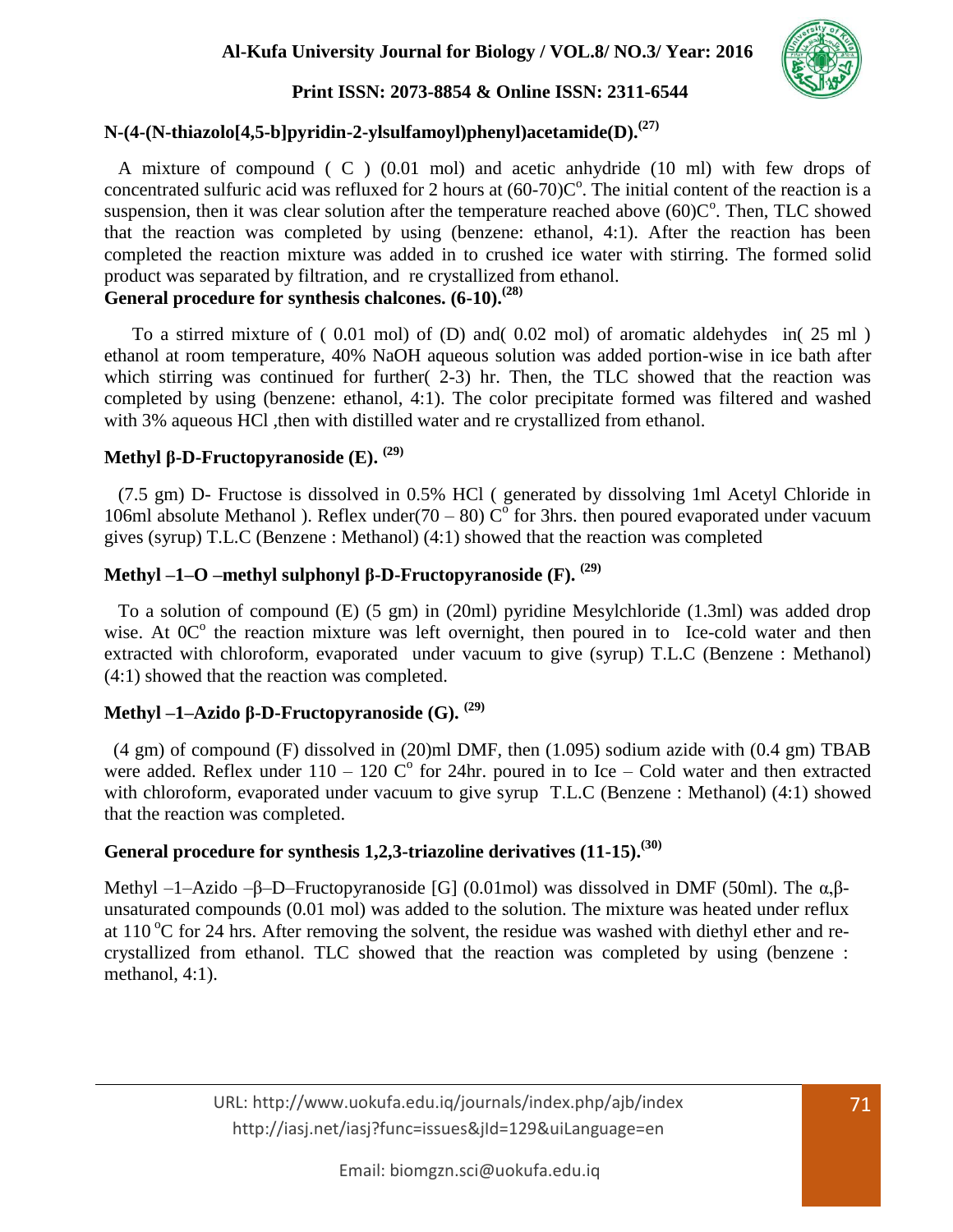### N-(4-(N-thiazolo[4,5-b]pyridin-2-ylsulfamoyl)phenyl)acetamide(D).[27]

A mixture of compound ( C ) (0.01 mol) and acetic anhydride (10 ml) with few drops of concentrated sulfuric acid was refluxed for 2 hours at (60-70)C$^o$. The initial content of the reaction is a suspension, then it was clear solution after the temperature reached above (60)C$^o$. Then, TLC showed that the reaction was completed by using (benzene: ethanol, 4:1). After the reaction has been completed the reaction mixture was added in to crushed ice water with stirring. The formed solid product was separated by filtration, and re crystallized from ethanol.

### General procedure for synthesis chalcones. (6-10).[28]

To a stirred mixture of ( 0.01 mol) of (D) and( 0.02 mol) of aromatic aldehydes in( 25 ml ) ethanol at room temperature, 40% NaOH aqueous solution was added portion-wise in ice bath after which stirring was continued for further( 2-3) hr. Then, the TLC showed that the reaction was completed by using (benzene: ethanol, 4:1). The color precipitate formed was filtered and washed with 3% aqueous HCl ,then with distilled water and re crystallized from ethanol.

### Methyl β-D-Fructopyranoside (E). [29]

(7.5 gm) D- Fructose is dissolved in 0.5% HCl ( generated by dissolving 1ml Acetyl Chloride in 106ml absolute Methanol ). Reflex under(70 – 80) C$^o$ for 3hrs. then poured evaporated under vacuum gives (syrup) T.L.C (Benzene : Methanol) (4:1) showed that the reaction was completed

### Methyl –1–O –methyl sulphonyl β-D-Fructopyranoside (F). [29]

To a solution of compound (E) (5 gm) in (20ml) pyridine Mesylchloride (1.3ml) was added drop wise. At 0C$^o$ the reaction mixture was left overnight, then poured in to Ice-cold water and then extracted with chloroform, evaporated under vacuum to give (syrup) T.L.C (Benzene : Methanol) (4:1) showed that the reaction was completed.

### Methyl –1–Azido β-D-Fructopyranoside (G). [29]

(4 gm) of compound (F) dissolved in (20)ml DMF, then (1.095) sodium azide with (0.4 gm) TBAB were added. Reflex under 110 – 120 C$^o$ for 24hr. poured in to Ice – Cold water and then extracted with chloroform, evaporated under vacuum to give syrup T.L.C (Benzene : Methanol) (4:1) showed that the reaction was completed.

### General procedure for synthesis 1,2,3-triazoline derivatives (11-15).[30]

Methyl –1–Azido –β–D–Fructopyranoside [G] (0.01mol) was dissolved in DMF (50ml). The α,β-unsaturated compounds (0.01 mol) was added to the solution. The mixture was heated under reflux at 110 $^o$C for 24 hrs. After removing the solvent, the residue was washed with diethyl ether and re-crystallized from ethanol. TLC showed that the reaction was completed by using (benzene : methanol, 4:1).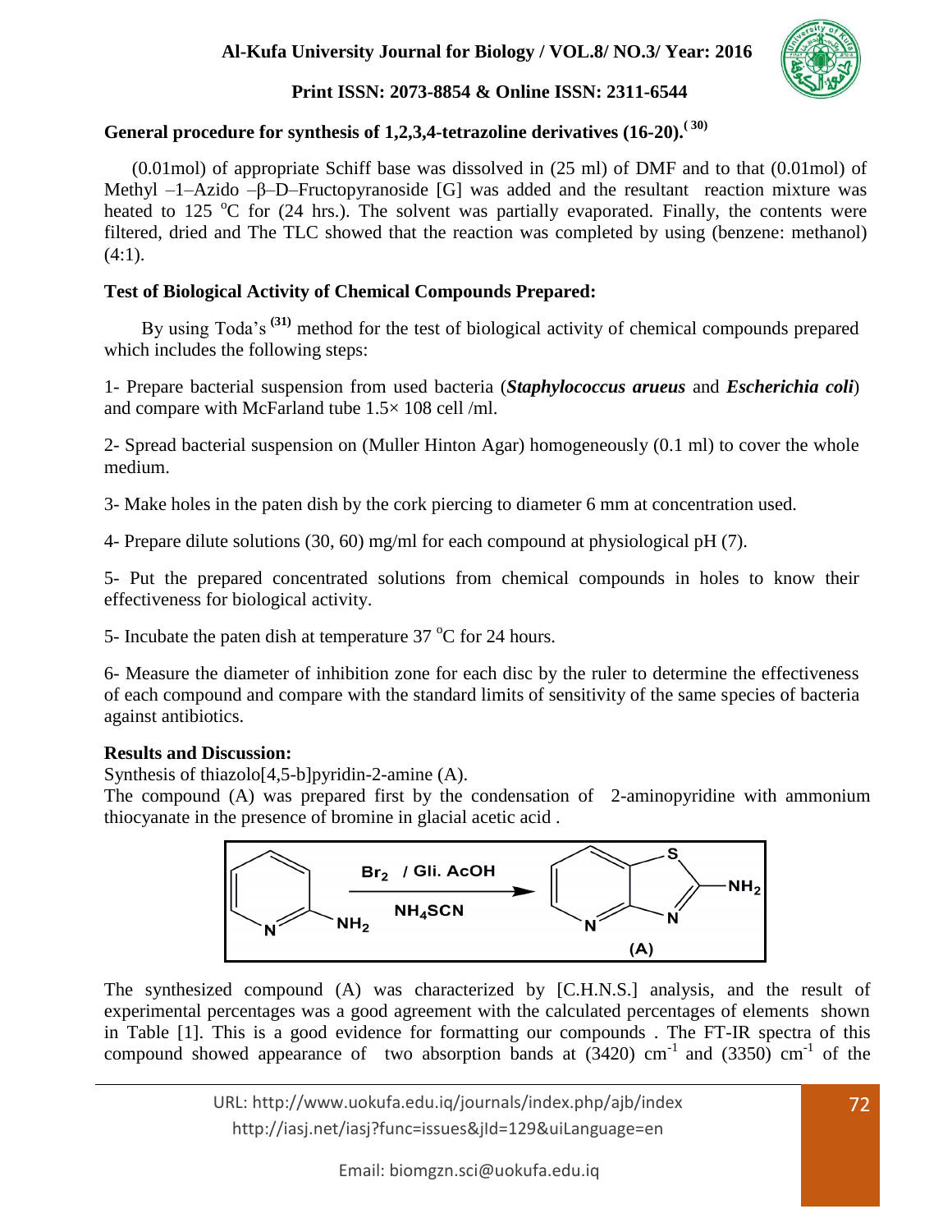### General procedure for synthesis of 1,2,3,4-tetrazoline derivatives (16-20).[30]

(0.01mol) of appropriate Schiff base was dissolved in (25 ml) of DMF and to that (0.01mol) of Methyl –1–Azido –β–D–Fructopyranoside [G] was added and the resultant reaction mixture was heated to 125 °C for (24 hrs.). The solvent was partially evaporated. Finally, the contents were filtered, dried and The TLC showed that the reaction was completed by using (benzene: methanol) (4:1).

### Test of Biological Activity of Chemical Compounds Prepared:

By using Toda's [31] method for the test of biological activity of chemical compounds prepared which includes the following steps:

1- Prepare bacterial suspension from used bacteria (***Staphylococcus arueus*** and ***Escherichia coli***) and compare with McFarland tube 1.5× 108 cell /ml.

2- Spread bacterial suspension on (Muller Hinton Agar) homogeneously (0.1 ml) to cover the whole medium.

3- Make holes in the paten dish by the cork piercing to diameter 6 mm at concentration used.

4- Prepare dilute solutions (30, 60) mg/ml for each compound at physiological pH (7).

5- Put the prepared concentrated solutions from chemical compounds in holes to know their effectiveness for biological activity.

5- Incubate the paten dish at temperature 37 °C for 24 hours.

6- Measure the diameter of inhibition zone for each disc by the ruler to determine the effectiveness of each compound and compare with the standard limits of sensitivity of the same species of bacteria against antibiotics.

### Results and Discussion:

Synthesis of thiazolo[4,5-b]pyridin-2-amine (A).

The compound (A) was prepared first by the condensation of 2-aminopyridine with ammonium thiocyanate in the presence of bromine in glacial acetic acid .

$Br_2$ / Gli. AcOH, $NH_4SCN$ → (A)

The synthesized compound (A) was characterized by [C.H.N.S.] analysis, and the result of experimental percentages was a good agreement with the calculated percentages of elements shown in Table [1]. This is a good evidence for formatting our compounds . The FT-IR spectra of this compound showed appearance of two absorption bands at (3420) $cm^{-1}$ and (3350) $cm^{-1}$ of the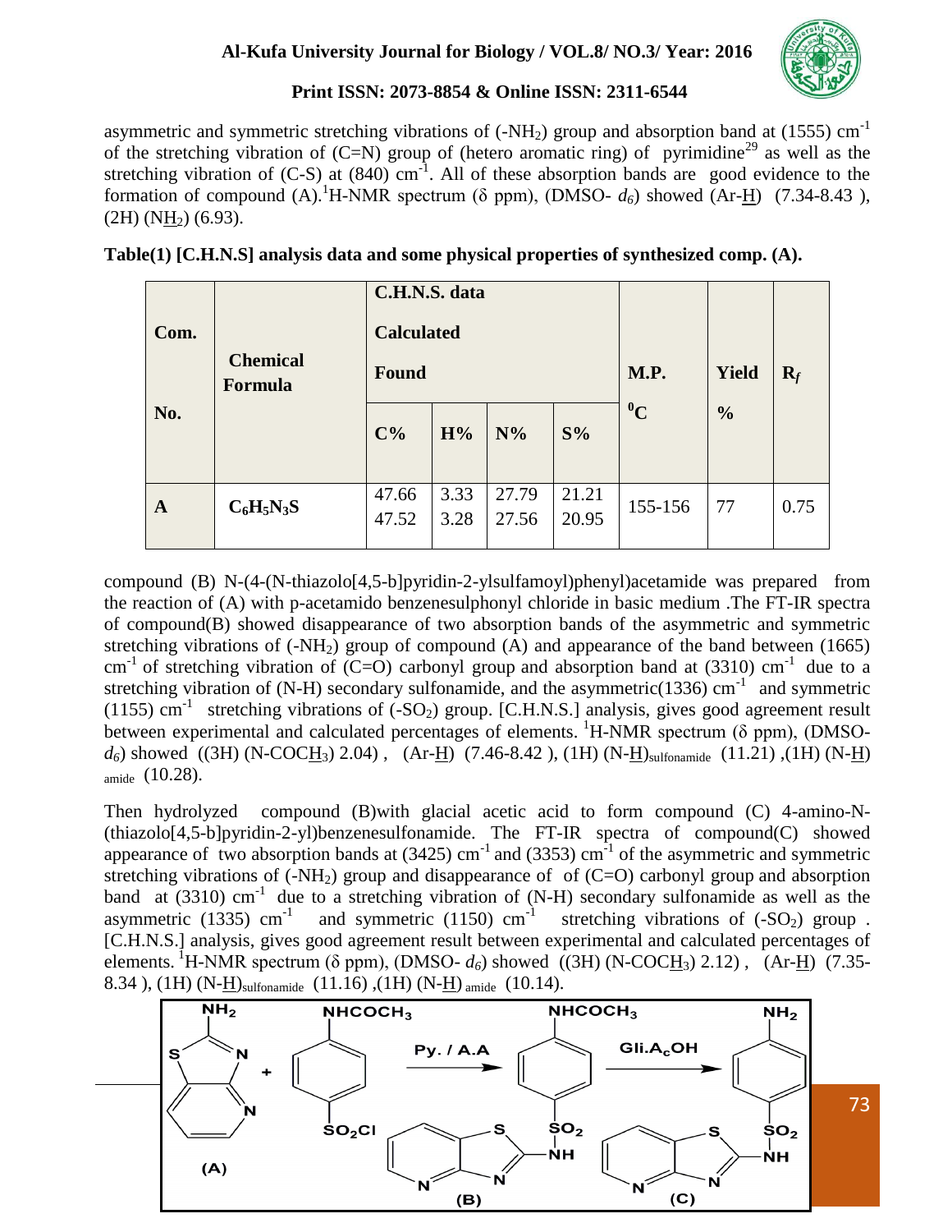asymmetric and symmetric stretching vibrations of ($-NH_2$) group and absorption band at (1555) $cm^{-1}$ of the stretching vibration of (C=N) group of (hetero aromatic ring) of pyrimidine[29] as well as the stretching vibration of (C-S) at (840) $cm^{-1}$. All of these absorption bands are good evidence to the formation of compound (A).[1]H-NMR spectrum (δ ppm), (DMSO- $d_6$) showed (Ar-H) (7.34-8.43 ), (2H) ($NH_2$) (6.93).

**Table(1) [C.H.N.S] analysis data and some physical properties of synthesized comp. (A).**

| Com. No. | Chemical Formula | C.H.N.S. data Calculated Found | | | | M.P. $^0C$ | Yield % | $R_f$ |
|---|---|---|---|---|---|---|---|---|
| | | C% | H% | N% | S% | | | |
| **A** | $C_6H_5N_3S$ | 47.66 47.52 | 3.33 3.28 | 27.79 27.56 | 21.21 20.95 | 155-156 | 77 | 0.75 |

compound (B) N-(4-(N-thiazolo[4,5-b]pyridin-2-ylsulfamoyl)phenyl)acetamide was prepared from the reaction of (A) with p-acetamido benzenesulphonyl chloride in basic medium .The FT-IR spectra of compound(B) showed disappearance of two absorption bands of the asymmetric and symmetric stretching vibrations of ($-NH_2$) group of compound (A) and appearance of the band between (1665) $cm^{-1}$ of stretching vibration of (C=O) carbonyl group and absorption band at (3310) $cm^{-1}$ due to a stretching vibration of (N-H) secondary sulfonamide, and the asymmetric(1336) $cm^{-1}$ and symmetric (1155) $cm^{-1}$ stretching vibrations of ($-SO_2$) group. [C.H.N.S.] analysis, gives good agreement result between experimental and calculated percentages of elements. [1]H-NMR spectrum (δ ppm), (DMSO-$d_6$) showed ((3H) ($N-COCH_3$) 2.04) , (Ar-H) (7.46-8.42 ), (1H) $(N-H)_{sulfonamide}$ (11.21) ,(1H) $(N-H)_{amide}$ (10.28).

Then hydrolyzed compound (B)with glacial acetic acid to form compound (C) 4-amino-N-(thiazolo[4,5-b]pyridin-2-yl)benzenesulfonamide. The FT-IR spectra of compound(C) showed appearance of two absorption bands at (3425) $cm^{-1}$ and (3353) $cm^{-1}$ of the asymmetric and symmetric stretching vibrations of ($-NH_2$) group and disappearance of of (C=O) carbonyl group and absorption band at (3310) $cm^{-1}$ due to a stretching vibration of (N-H) secondary sulfonamide as well as the asymmetric (1335) $cm^{-1}$ and symmetric (1150) $cm^{-1}$ stretching vibrations of ($-SO_2$) group . [C.H.N.S.] analysis, gives good agreement result between experimental and calculated percentages of elements. [1]H-NMR spectrum (δ ppm), (DMSO- $d_6$) showed ((3H) ($N-COCH_3$) 2.12) , (Ar-H) (7.35-8.34 ), (1H) $(N-H)_{sulfonamide}$ (11.16) ,(1H) $(N-H)_{amide}$ (10.14).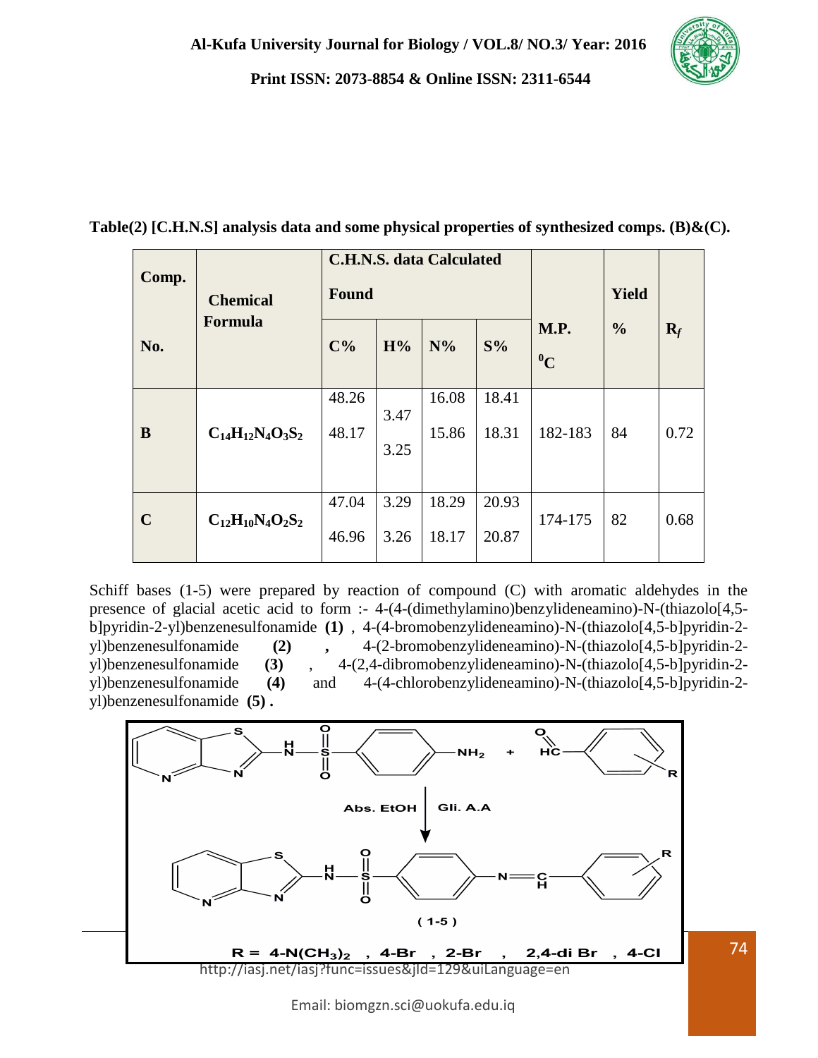**Table(2) [C.H.N.S] analysis data and some physical properties of synthesized comps. (B)&(C).**

| Comp. No. | Chemical Formula | C.H.N.S. data Calculated Found | | | | M.P. $^{0}C$ | Yield % | $R_f$ |
|---|---|---|---|---|---|---|---|---|
| | | C% | H% | N% | S% | | | |
| B | $C_{14}H_{12}N_4O_3S_2$ | 48.26<br>48.17 | 3.47<br>3.25 | 16.08<br>15.86 | 18.41<br>18.31 | 182-183 | 84 | 0.72 |
| C | $C_{12}H_{10}N_4O_2S_2$ | 47.04<br>46.96 | 3.29<br>3.26 | 18.29<br>18.17 | 20.93<br>20.87 | 174-175 | 82 | 0.68 |

Schiff bases (1-5) were prepared by reaction of compound (C) with aromatic aldehydes in the presence of glacial acetic acid to form :- 4-(4-(dimethylamino)benzylideneamino)-N-(thiazolo[4,5-b]pyridin-2-yl)benzenesulfonamide **(1)** , 4-(4-bromobenzylideneamino)-N-(thiazolo[4,5-b]pyridin-2-yl)benzenesulfonamide **(2)** **,** 4-(2-bromobenzylideneamino)-N-(thiazolo[4,5-b]pyridin-2-yl)benzenesulfonamide **(3)** , 4-(2,4-dibromobenzylideneamino)-N-(thiazolo[4,5-b]pyridin-2-yl)benzenesulfonamide **(4)** and 4-(4-chlorobenzylideneamino)-N-(thiazolo[4,5-b]pyridin-2-yl)benzenesulfonamide **(5) .**

Abs. EtOH | Gli. A.A

( 1-5 )

R = 4-N$(CH_3)_2$ , 4-Br , 2-Br , 2,4-di Br , 4-Cl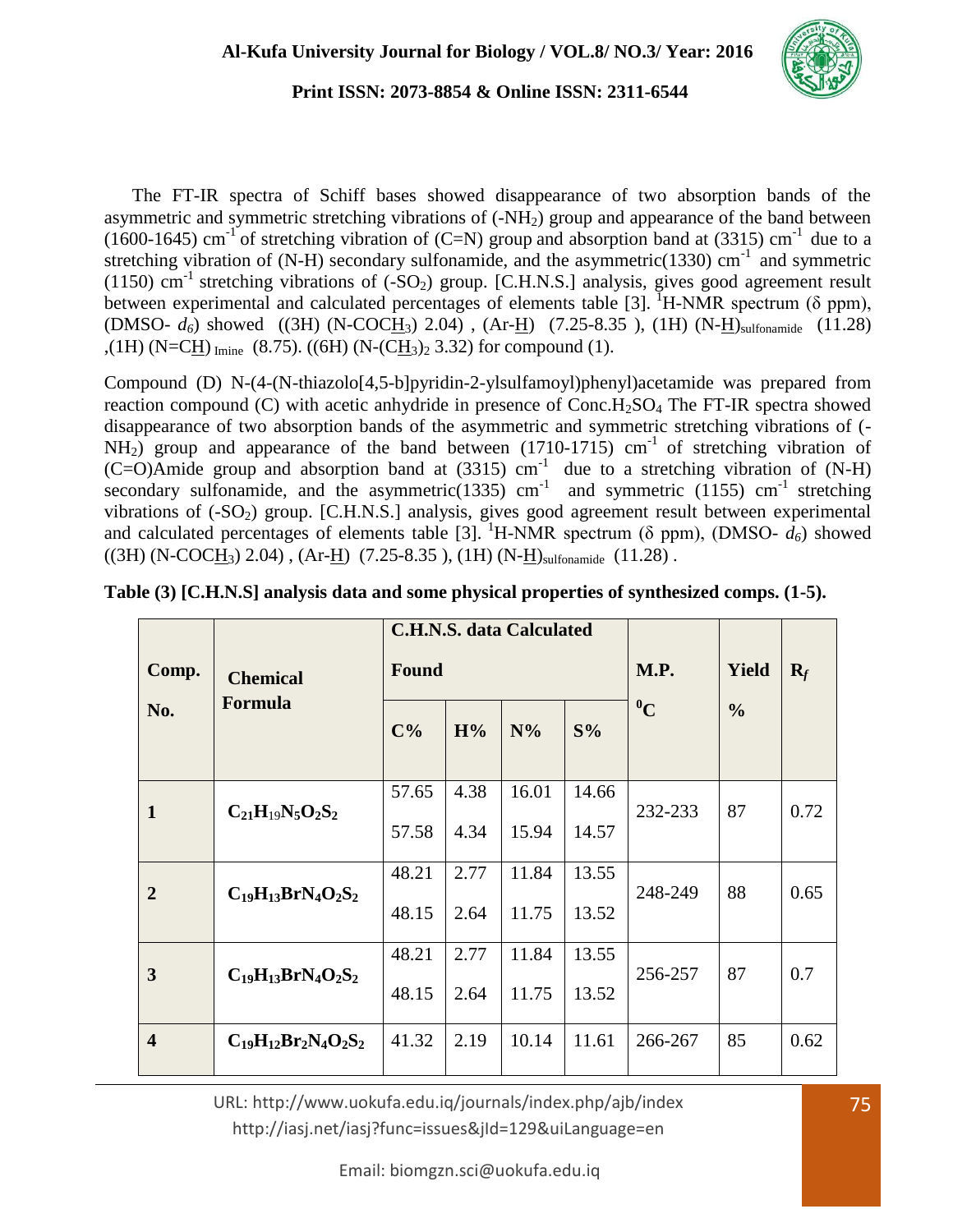The FT-IR spectra of Schiff bases showed disappearance of two absorption bands of the asymmetric and symmetric stretching vibrations of ($-NH_2$) group and appearance of the band between (1600-1645) $cm^{-1}$ of stretching vibration of (C=N) group and absorption band at (3315) $cm^{-1}$ due to a stretching vibration of (N-H) secondary sulfonamide, and the asymmetric(1330) $cm^{-1}$ and symmetric (1150) $cm^{-1}$ stretching vibrations of ($-SO_2$) group. [C.H.N.S.] analysis, gives good agreement result between experimental and calculated percentages of elements table [3]. $^1$H-NMR spectrum (δ ppm), (DMSO- $d_6$) showed ((3H) (N-COC<u>H</u>$_3$) 2.04) , (Ar-<u>H</u>) (7.25-8.35 ), (1H) (N-<u>H</u>)$_{sulfonamide}$ (11.28) ,(1H) (N=C<u>H</u>)$_{Imine}$ (8.75). ((6H) (N-(C<u>H</u>$_3$)$_2$ 3.32) for compound (1).

Compound (D) N-(4-(N-thiazolo[4,5-b]pyridin-2-ylsulfamoyl)phenyl)acetamide was prepared from reaction compound (C) with acetic anhydride in presence of Conc.$H_2SO_4$ The FT-IR spectra showed disappearance of two absorption bands of the asymmetric and symmetric stretching vibrations of ($-NH_2$) group and appearance of the band between (1710-1715) $cm^{-1}$ of stretching vibration of (C=O)Amide group and absorption band at (3315) $cm^{-1}$ due to a stretching vibration of (N-H) secondary sulfonamide, and the asymmetric(1335) $cm^{-1}$ and symmetric (1155) $cm^{-1}$ stretching vibrations of ($-SO_2$) group. [C.H.N.S.] analysis, gives good agreement result between experimental and calculated percentages of elements table [3]. $^1$H-NMR spectrum (δ ppm), (DMSO- $d_6$) showed ((3H) (N-COC<u>H</u>$_3$) 2.04) , (Ar-<u>H</u>) (7.25-8.35 ), (1H) (N-<u>H</u>)$_{sulfonamide}$ (11.28) .

**Table (3) [C.H.N.S] analysis data and some physical properties of synthesized comps. (1-5).**

| Comp. No. | Chemical Formula | C.H.N.S. data Calculated / Found | | | | M.P. $^0$C | Yield % | $R_f$ |
|---|---|---|---|---|---|---|---|---|
| | | C% | H% | N% | S% | | | |
| 1 | $C_{21}H_{19}N_5O_2S_2$ | 57.65<br>57.58 | 4.38<br>4.34 | 16.01<br>15.94 | 14.66<br>14.57 | 232-233 | 87 | 0.72 |
| 2 | $C_{19}H_{13}BrN_4O_2S_2$ | 48.21<br>48.15 | 2.77<br>2.64 | 11.84<br>11.75 | 13.55<br>13.52 | 248-249 | 88 | 0.65 |
| 3 | $C_{19}H_{13}BrN_4O_2S_2$ | 48.21<br>48.15 | 2.77<br>2.64 | 11.84<br>11.75 | 13.55<br>13.52 | 256-257 | 87 | 0.7 |
| 4 | $C_{19}H_{12}Br_2N_4O_2S_2$ | 41.32 | 2.19 | 10.14 | 11.61 | 266-267 | 85 | 0.62 |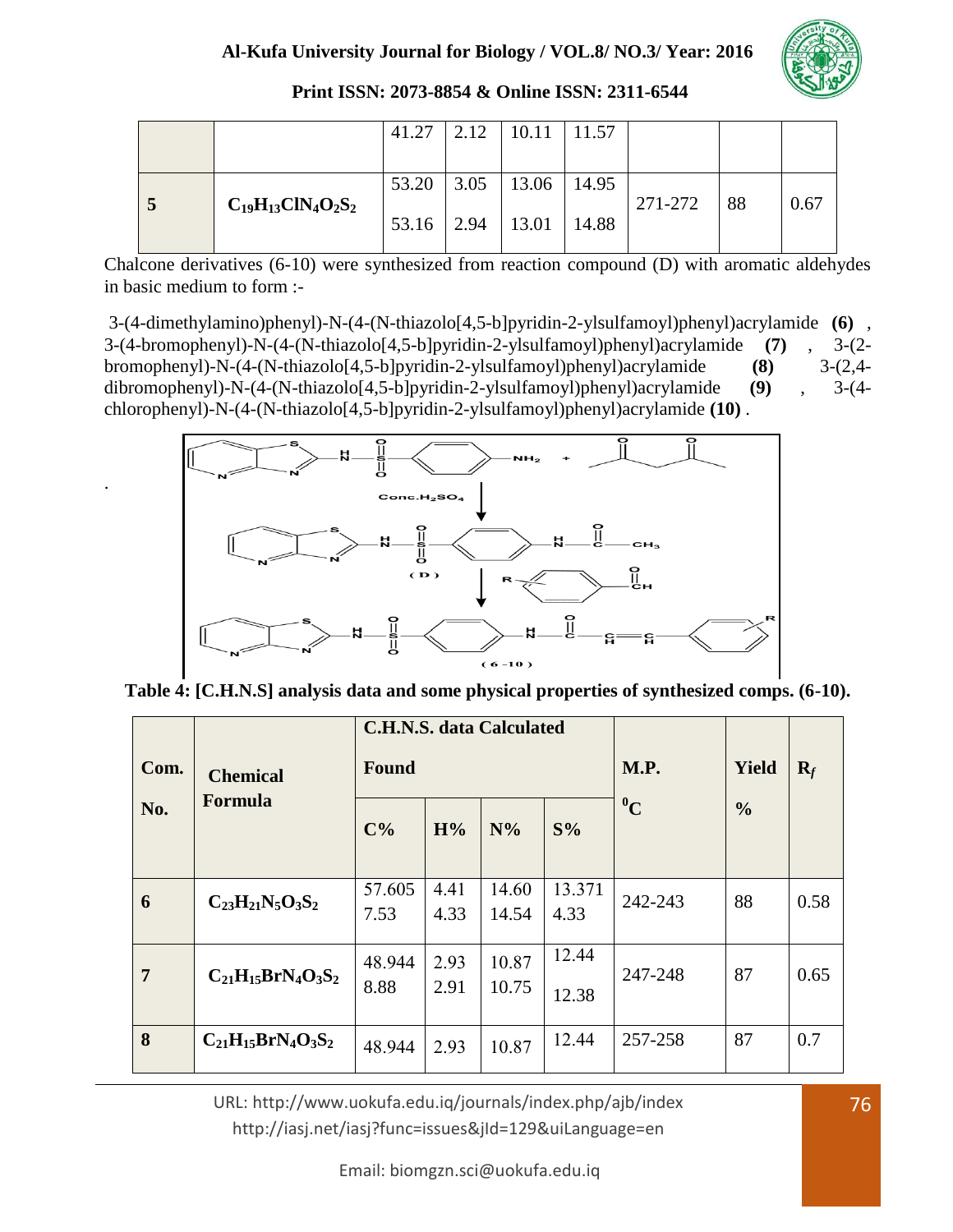| | | 41.27 | 2.12 | 10.11 | 11.57 | | | |
|---|---|---|---|---|---|---|---|---|
| 5 | $C_{19}H_{13}ClN_4O_2S_2$ | 53.20<br>53.16 | 3.05<br>2.94 | 13.06<br>13.01 | 14.95<br>14.88 | 271-272 | 88 | 0.67 |

Chalcone derivatives (6-10) were synthesized from reaction compound (D) with aromatic aldehydes in basic medium to form :-

3-(4-dimethylamino)phenyl)-N-(4-(N-thiazolo[4,5-b]pyridin-2-ylsulfamoyl)phenyl)acrylamide **(6)** , 3-(4-bromophenyl)-N-(4-(N-thiazolo[4,5-b]pyridin-2-ylsulfamoyl)phenyl)acrylamide **(7)** , 3-(2-bromophenyl)-N-(4-(N-thiazolo[4,5-b]pyridin-2-ylsulfamoyl)phenyl)acrylamide **(8)** 3-(2,4-dibromophenyl)-N-(4-(N-thiazolo[4,5-b]pyridin-2-ylsulfamoyl)phenyl)acrylamide **(9)** , 3-(4-chlorophenyl)-N-(4-(N-thiazolo[4,5-b]pyridin-2-ylsulfamoyl)phenyl)acrylamide **(10)** .

**Table 4: [C.H.N.S] analysis data and some physical properties of synthesized comps. (6-10).**

| Com. No. | Chemical Formula | C.H.N.S. data Calculated Found | | | | M.P. $^0C$ | Yield % | $R_f$ |
|---|---|---|---|---|---|---|---|---|
| | | C% | H% | N% | S% | | | |
| 6 | $C_{23}H_{21}N_5O_3S_2$ | 57.605<br>7.53 | 4.41<br>4.33 | 14.60<br>14.54 | 13.371<br>4.33 | 242-243 | 88 | 0.58 |
| 7 | $C_{21}H_{15}BrN_4O_3S_2$ | 48.944<br>8.88 | 2.93<br>2.91 | 10.87<br>10.75 | 12.44<br>12.38 | 247-248 | 87 | 0.65 |
| 8 | $C_{21}H_{15}BrN_4O_3S_2$ | 48.944 | 2.93 | 10.87 | 12.44 | 257-258 | 87 | 0.7 |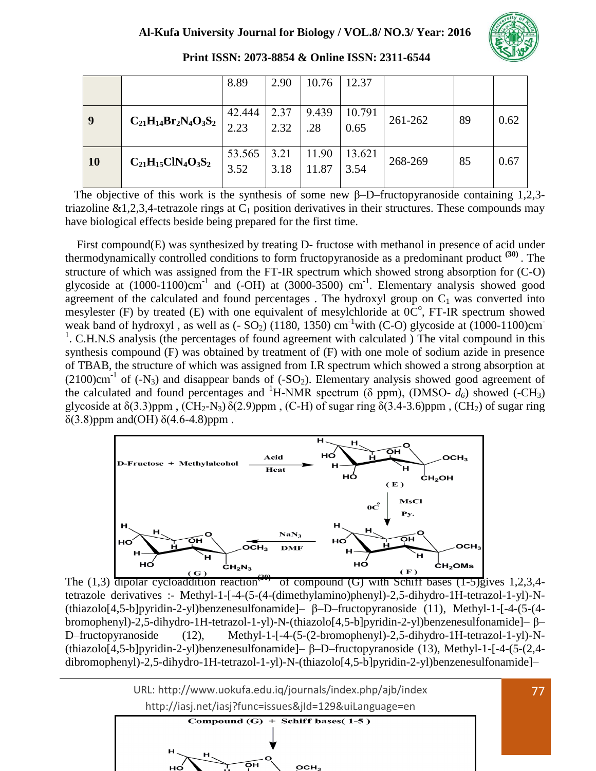|  |  | 8.89 | 2.90 | 10.76 | 12.37 |  |  |  |
|---|---|---|---|---|---|---|---|---|
| **9** | $C_{21}H_{14}Br_2N_4O_3S_2$ | 42.444 2.23 | 2.37 2.32 | 9.439 .28 | 10.791 0.65 | 261-262 | 89 | 0.62 |
| **10** | $C_{21}H_{15}ClN_4O_3S_2$ | 53.565 3.52 | 3.21 3.18 | 11.90 11.87 | 13.621 3.54 | 268-269 | 85 | 0.67 |

The objective of this work is the synthesis of some new β–D–fructopyranoside containing 1,2,3-triazoline &1,2,3,4-tetrazole rings at $C_1$ position derivatives in their structures. These compounds may have biological effects beside being prepared for the first time.

First compound(E) was synthesized by treating D- fructose with methanol in presence of acid under thermodynamically controlled conditions to form fructopyranoside as a predominant product [(30)]. The structure of which was assigned from the FT-IR spectrum which showed strong absorption for (C-O) glycoside at (1000-1100)$cm^{-1}$ and (-OH) at (3000-3500) $cm^{-1}$. Elementary analysis showed good agreement of the calculated and found percentages . The hydroxyl group on $C_1$ was converted into mesylester (F) by treated (E) with one equivalent of mesylchloride at 0C$^o$, FT-IR spectrum showed weak band of hydroxyl , as well as (- $SO_2$) (1180, 1350) $cm^{-1}$with (C-O) glycoside at (1000-1100)$cm^{-1}$. C.H.N.S analysis (the percentages of found agreement with calculated ) The vital compound in this synthesis compound (F) was obtained by treatment of (F) with one mole of sodium azide in presence of TBAB, the structure of which was assigned from I.R spectrum which showed a strong absorption at (2100)$cm^{-1}$ of (-$N_3$) and disappear bands of (-$SO_2$). Elementary analysis showed good agreement of the calculated and found percentages and $^1$H-NMR spectrum (δ ppm), (DMSO- $d_6$) showed (-$CH_3$) glycoside at δ(3.3)ppm , ($CH_2$-$N_3$) δ(2.9)ppm , (C-H) of sugar ring δ(3.4-3.6)ppm , ($CH_2$) of sugar ring δ(3.8)ppm and(OH) δ(4.6-4.8)ppm .

The (1,3) dipolar cycloaddition reaction[(30)] of compound (G) with Schiff bases (1-5)gives 1,2,3,4-tetrazole derivatives :- Methyl-1-[-4-(5-(4-(dimethylamino)phenyl)-2,5-dihydro-1H-tetrazol-1-yl)-N-(thiazolo[4,5-b]pyridin-2-yl)benzenesulfonamide]– β–D–fructopyranoside (11), Methyl-1-[-4-(5-(4-bromophenyl)-2,5-dihydro-1H-tetrazol-1-yl)-N-(thiazolo[4,5-b]pyridin-2-yl)benzenesulfonamide]– β–D–fructopyranoside (12), Methyl-1-[-4-(5-(2-bromophenyl)-2,5-dihydro-1H-tetrazol-1-yl)-N-(thiazolo[4,5-b]pyridin-2-yl)benzenesulfonamide]– β–D–fructopyranoside (13), Methyl-1-[-4-(5-(2,4-dibromophenyl)-2,5-dihydro-1H-tetrazol-1-yl)-N-(thiazolo[4,5-b]pyridin-2-yl)benzenesulfonamide]–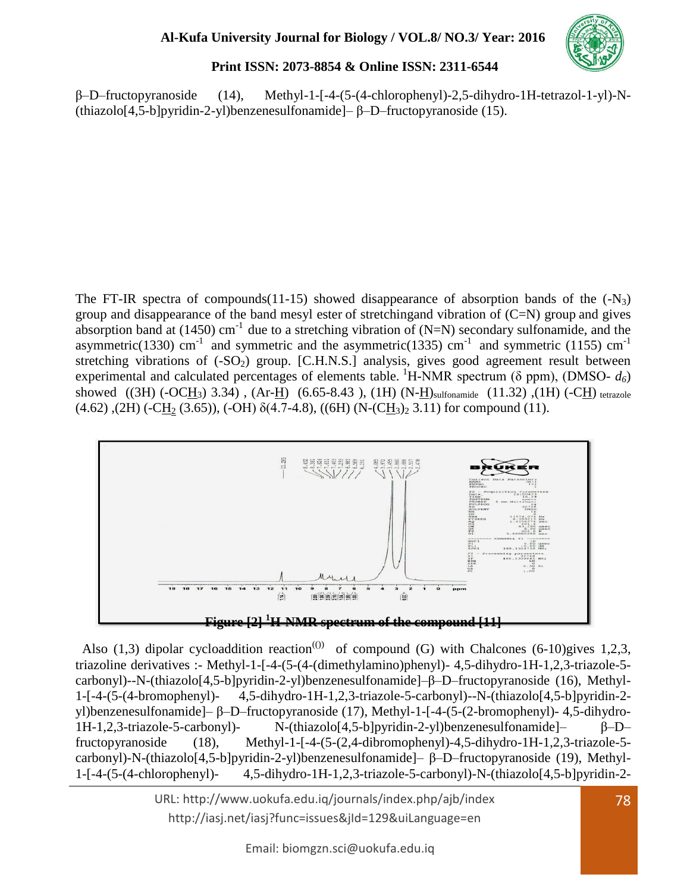β–D–fructopyranoside (14), Methyl-1-[-4-(5-(4-chlorophenyl)-2,5-dihydro-1H-tetrazol-1-yl)-N-(thiazolo[4,5-b]pyridin-2-yl)benzenesulfonamide]– β–D–fructopyranoside (15).

The FT-IR spectra of compounds(11-15) showed disappearance of absorption bands of the ($-N_3$) group and disappearance of the band mesyl ester of stretchingand vibration of (C=N) group and gives absorption band at (1450) $cm^{-1}$ due to a stretching vibration of (N=N) secondary sulfonamide, and the asymmetric(1330) $cm^{-1}$ and symmetric and the asymmetric(1335) $cm^{-1}$ and symmetric (1155) $cm^{-1}$ stretching vibrations of ($-SO_2$) group. [C.H.N.S.] analysis, gives good agreement result between experimental and calculated percentages of elements table. $^1$H-NMR spectrum (δ ppm), (DMSO- $d_6$) showed ((3H) (-OC<u>H</u>$_3$) 3.34) , (Ar-<u>H</u>) (6.65-8.43 ), (1H) (N-<u>H</u>)$_{sulfonamide}$ (11.32) ,(1H) (-C<u>H</u>) $_{tetrazole}$ (4.62) ,(2H) (-C<u>H</u>$_2$ (3.65)), (-OH) δ(4.7-4.8), ((6H) (N-(C<u>H</u>$_3$)$_2$ 3.11) for compound (11).

**Figure [2] $^1$H NMR spectrum of the compound [11]**

Also (1,3) dipolar cycloaddition reaction[(0)] of compound (G) with Chalcones (6-10)gives 1,2,3, triazoline derivatives :- Methyl-1-[-4-(5-(4-(dimethylamino)phenyl)- 4,5-dihydro-1H-1,2,3-triazole-5-carbonyl)--N-(thiazolo[4,5-b]pyridin-2-yl)benzenesulfonamide]–β–D–fructopyranoside (16), Methyl-1-[-4-(5-(4-bromophenyl)- 4,5-dihydro-1H-1,2,3-triazole-5-carbonyl)--N-(thiazolo[4,5-b]pyridin-2-yl)benzenesulfonamide]– β–D–fructopyranoside (17), Methyl-1-[-4-(5-(2-bromophenyl)- 4,5-dihydro-1H-1,2,3-triazole-5-carbonyl)- N-(thiazolo[4,5-b]pyridin-2-yl)benzenesulfonamide]– β–D–fructopyranoside (18), Methyl-1-[-4-(5-(2,4-dibromophenyl)-4,5-dihydro-1H-1,2,3-triazole-5-carbonyl)-N-(thiazolo[4,5-b]pyridin-2-yl)benzenesulfonamide]– β–D–fructopyranoside (19), Methyl-1-[-4-(5-(4-chlorophenyl)- 4,5-dihydro-1H-1,2,3-triazole-5-carbonyl)-N-(thiazolo[4,5-b]pyridin-2-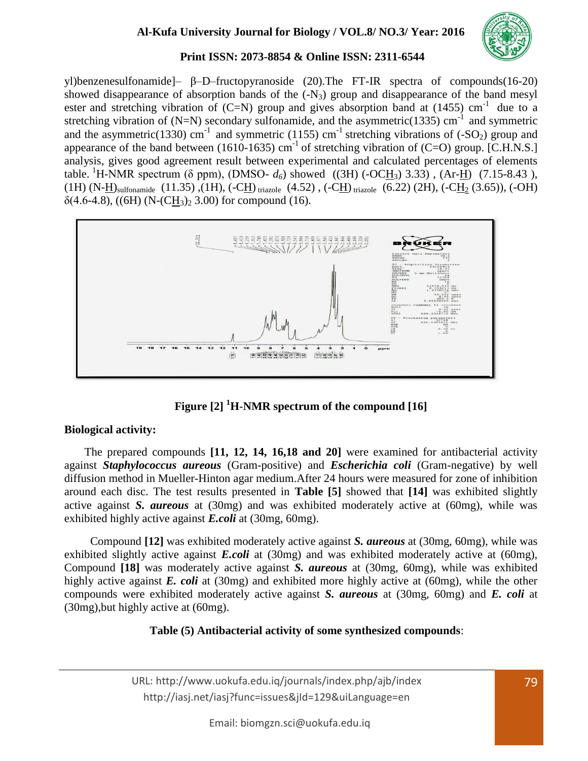yl)benzenesulfonamide]– β–D–fructopyranoside (20).The FT-IR spectra of compounds(16-20) showed disappearance of absorption bands of the ($-N_3$) group and disappearance of the band mesyl ester and stretching vibration of (C=N) group and gives absorption band at (1455) $cm^{-1}$ due to a stretching vibration of (N=N) secondary sulfonamide, and the asymmetric(1335) $cm^{-1}$ and symmetric and the asymmetric(1330) $cm^{-1}$ and symmetric (1155) $cm^{-1}$ stretching vibrations of ($-SO_2$) group and appearance of the band between (1610-1635) $cm^{-1}$ of stretching vibration of (C=O) group. [C.H.N.S.] analysis, gives good agreement result between experimental and calculated percentages of elements table. $^1$H-NMR spectrum (δ ppm), (DMSO- $d_6$) showed ((3H) ($-OC\underline{H}_3$) 3.33) , (Ar-$\underline{H}$) (7.15-8.43 ), (1H) $(N\text{-}\underline{H})_{sulfonamide}$ (11.35) ,(1H), $(\text{-}C\underline{H})_{triazole}$ (4.52) , $(\text{-}C\underline{H})_{triazole}$ (6.22) (2H), ($-C\underline{H}_2$ (3.65)), (-OH) δ(4.6-4.8), ((6H) ($N\text{-}(C\underline{H}_3)_2$ 3.00) for compound (16).

**Figure [2] $^1$H-NMR spectrum of the compound [16]**

## Biological activity:

The prepared compounds **[11, 12, 14, 16,18 and 20]** were examined for antibacterial activity against ***Staphylococcus aureous*** (Gram-positive) and ***Escherichia coli*** (Gram-negative) by well diffusion method in Mueller-Hinton agar medium.After 24 hours were measured for zone of inhibition around each disc. The test results presented in **Table [5]** showed that **[14]** was exhibited slightly active against ***S. aureous*** at (30mg) and was exhibited moderately active at (60mg), while was exhibited highly active against ***E.coli*** at (30mg, 60mg).

Compound **[12]** was exhibited moderately active against ***S. aureous*** at (30mg, 60mg), while was exhibited slightly active against ***E.coli*** at (30mg) and was exhibited moderately active at (60mg), Compound **[18]** was moderately active against ***S. aureous*** at (30mg, 60mg), while was exhibited highly active against ***E. coli*** at (30mg) and exhibited more highly active at (60mg), while the other compounds were exhibited moderately active against ***S. aureous*** at (30mg, 60mg) and ***E. coli*** at (30mg),but highly active at (60mg).

**Table (5) Antibacterial activity of some synthesized compounds**: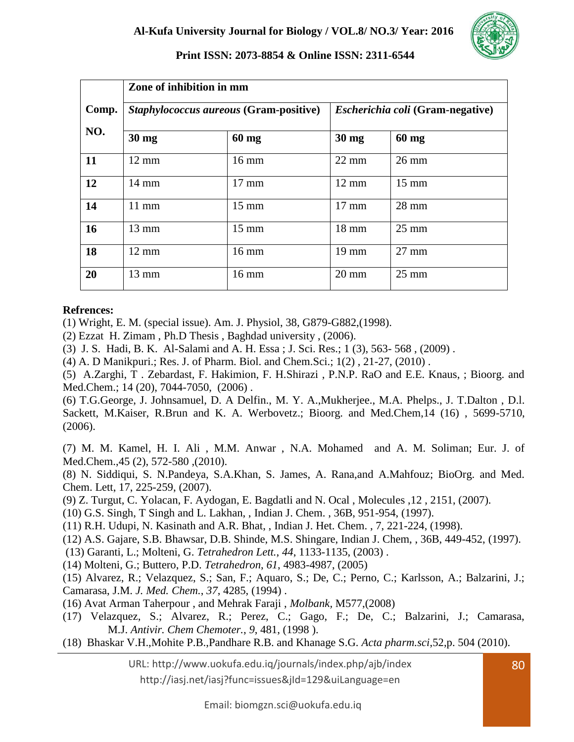| Comp. NO. | Zone of inhibition in mm | | | |
|---|---|---|---|---|
| | *Staphylococcus aureous* (Gram-positive) | | *Escherichia coli* (Gram-negative) | |
| | **30 mg** | **60 mg** | **30 mg** | **60 mg** |
| **11** | 12 mm | 16 mm | 22 mm | 26 mm |
| **12** | 14 mm | 17 mm | 12 mm | 15 mm |
| **14** | 11 mm | 15 mm | 17 mm | 28 mm |
| **16** | 13 mm | 15 mm | 18 mm | 25 mm |
| **18** | 12 mm | 16 mm | 19 mm | 27 mm |
| **20** | 13 mm | 16 mm | 20 mm | 25 mm |

**Refrences:**

(1) Wright, E. M. (special issue). Am. J. Physiol, 38, G879-G882,(1998).
(2) Ezzat H. Zimam , Ph.D Thesis , Baghdad university , (2006).
(3) J. S. Hadi, B. K. Al-Salami and A. H. Essa ; J. Sci. Res.; 1 (3), 563- 568 , (2009) .
(4) A. D Manikpuri.; Res. J. of Pharm. Biol. and Chem.Sci.; 1(2) , 21-27, (2010) .
(5) A.Zarghi, T . Zebardast, F. Hakimion, F. H.Shirazi , P.N.P. RaO and E.E. Knaus, ; Bioorg. and Med.Chem.; 14 (20), 7044-7050, (2006) .
(6) T.G.George, J. Johnsamuel, D. A Delfin., M. Y. A.,Mukherjee., M.A. Phelps., J. T.Dalton , D.l. Sackett, M.Kaiser, R.Brun and K. A. Werbovetz.; Bioorg. and Med.Chem,14 (16) , 5699-5710, (2006).

(7) M. M. Kamel, H. I. Ali , M.M. Anwar , N.A. Mohamed and A. M. Soliman; Eur. J. of Med.Chem.,45 (2), 572-580 ,(2010).
(8) N. Siddiqui, S. N.Pandeya, S.A.Khan, S. James, A. Rana,and A.Mahfouz; BioOrg. and Med. Chem. Lett, 17, 225-259, (2007).
(9) Z. Turgut, C. Yolacan, F. Aydogan, E. Bagdatli and N. Ocal , Molecules ,12 , 2151, (2007).
(10) G.S. Singh, T Singh and L. Lakhan, , Indian J. Chem. , 36B, 951-954, (1997).
(11) R.H. Udupi, N. Kasinath and A.R. Bhat, , Indian J. Het. Chem. , 7, 221-224, (1998).
(12) A.S. Gajare, S.B. Bhawsar, D.B. Shinde, M.S. Shingare, Indian J. Chem, , 36B, 449-452, (1997).
(13) Garanti, L.; Molteni, G. *Tetrahedron Lett.*, *44*, 1133-1135, (2003) .
(14) Molteni, G.; Buttero, P.D. *Tetrahedron*, *61*, 4983-4987, (2005)
(15) Alvarez, R.; Velazquez, S.; San, F.; Aquaro, S.; De, C.; Perno, C.; Karlsson, A.; Balzarini, J.; Camarasa, J.M. *J. Med. Chem.*, *37*, 4285, (1994) .
(16) Avat Arman Taherpour , and Mehrak Faraji , *Molbank,* M577,(2008)
(17) Velazquez, S.; Alvarez, R.; Perez, C.; Gago, F.; De, C.; Balzarini, J.; Camarasa, M.J. *Antivir. Chem Chemoter.*, *9*, 481, (1998 ).
(18) Bhaskar V.H.,Mohite P.B.,Pandhare R.B. and Khanage S.G. *Acta pharm.sci*,52,p. 504 (2010).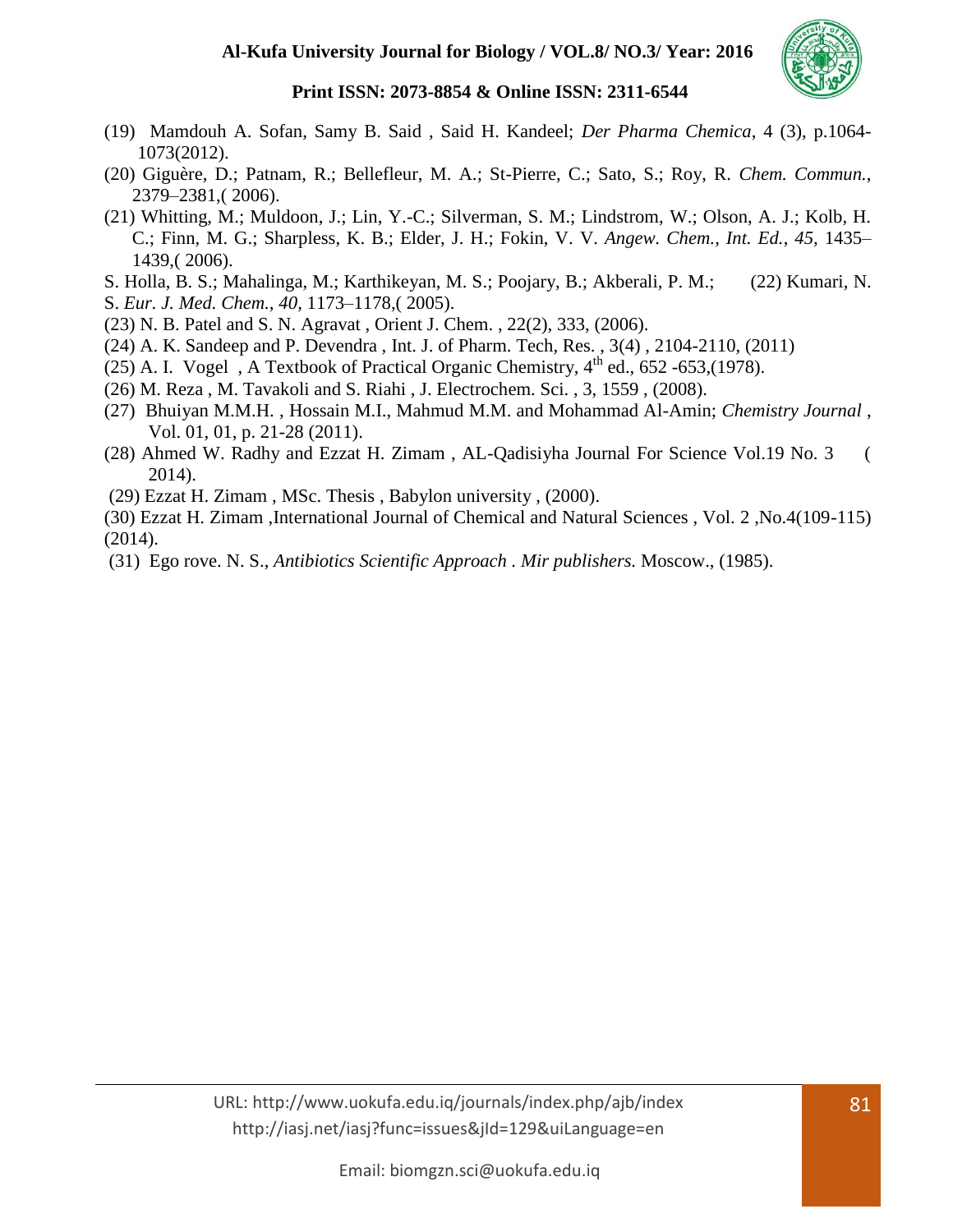(19) Mamdouh A. Sofan, Samy B. Said , Said H. Kandeel; *Der Pharma Chemica*, 4 (3), p.1064-1073(2012).

(20) Giguère, D.; Patnam, R.; Bellefleur, M. A.; St-Pierre, C.; Sato, S.; Roy, R. *Chem. Commun.*, 2379–2381,( 2006).

(21) Whitting, M.; Muldoon, J.; Lin, Y.-C.; Silverman, S. M.; Lindstrom, W.; Olson, A. J.; Kolb, H. C.; Finn, M. G.; Sharpless, K. B.; Elder, J. H.; Fokin, V. V. *Angew. Chem., Int. Ed.*, *45*, 1435–1439,( 2006).

S. Holla, B. S.; Mahalinga, M.; Karthikeyan, M. S.; Poojary, B.; Akberali, P. M.; (22) Kumari, N. S. *Eur. J. Med. Chem.*, *40*, 1173–1178,( 2005).

(23) N. B. Patel and S. N. Agravat , Orient J. Chem. , 22(2), 333, (2006).

(24) A. K. Sandeep and P. Devendra , Int. J. of Pharm. Tech, Res. , 3(4) , 2104-2110, (2011)

(25) A. I. Vogel , A Textbook of Practical Organic Chemistry, 4th ed., 652 -653,(1978).

(26) M. Reza , M. Tavakoli and S. Riahi , J. Electrochem. Sci. , 3, 1559 , (2008).

(27) Bhuiyan M.M.H. , Hossain M.I., Mahmud M.M. and Mohammad Al-Amin; *Chemistry Journal* , Vol. 01, 01, p. 21-28 (2011).

(28) Ahmed W. Radhy and Ezzat H. Zimam , AL-Qadisiyha Journal For Science Vol.19 No. 3 ( 2014).

(29) Ezzat H. Zimam , MSc. Thesis , Babylon university , (2000).

(30) Ezzat H. Zimam ,International Journal of Chemical and Natural Sciences , Vol. 2 ,No.4(109-115) (2014).

(31) Ego rove. N. S., *Antibiotics Scientific Approach* . *Mir publishers.* Moscow., (1985).